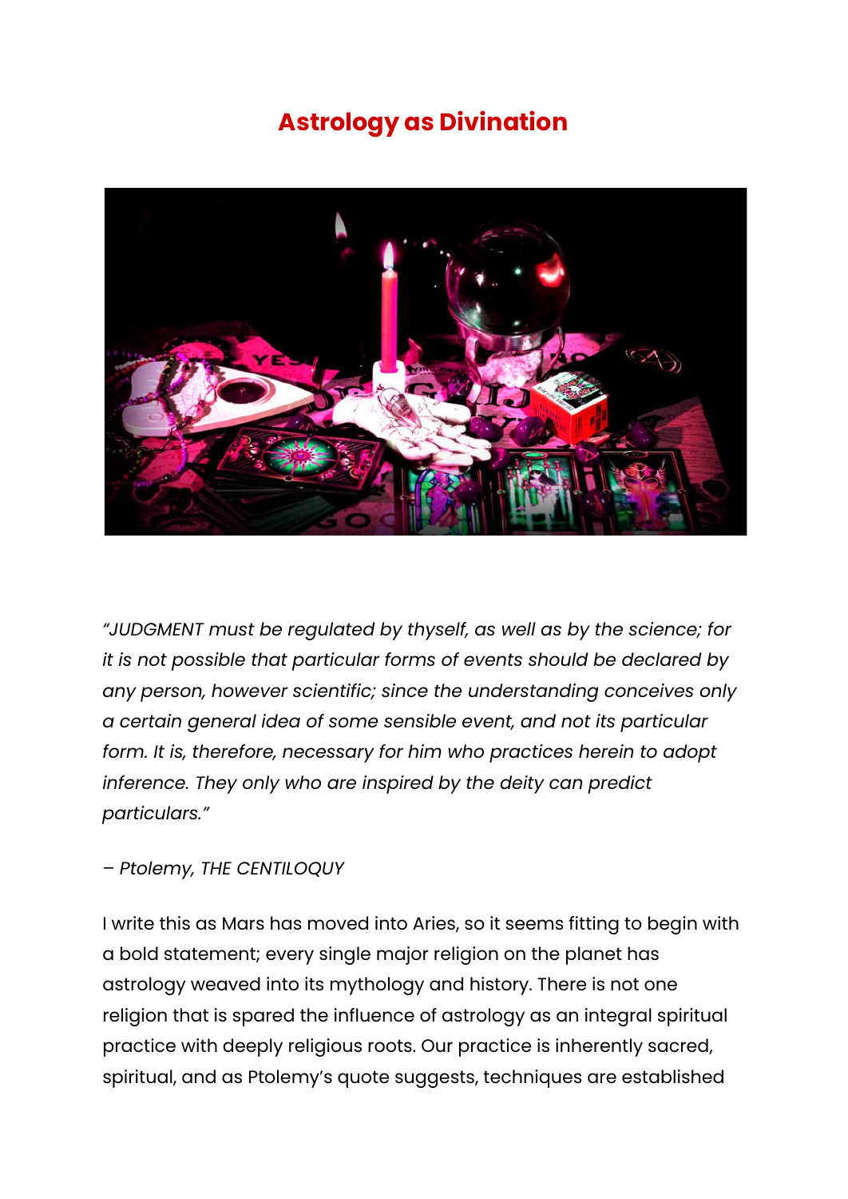# Astrology as Divination

*"JUDGMENT must be regulated by thyself, as well as by the science; for it is not possible that particular forms of events should be declared by any person, however scientific; since the understanding conceives only a certain general idea of some sensible event, and not its particular form. It is, therefore, necessary for him who practices herein to adopt inference. They only who are inspired by the deity can predict particulars."*

*– Ptolemy, THE CENTILOQUY*

I write this as Mars has moved into Aries, so it seems fitting to begin with a bold statement; every single major religion on the planet has astrology weaved into its mythology and history. There is not one religion that is spared the influence of astrology as an integral spiritual practice with deeply religious roots. Our practice is inherently sacred, spiritual, and as Ptolemy's quote suggests, techniques are established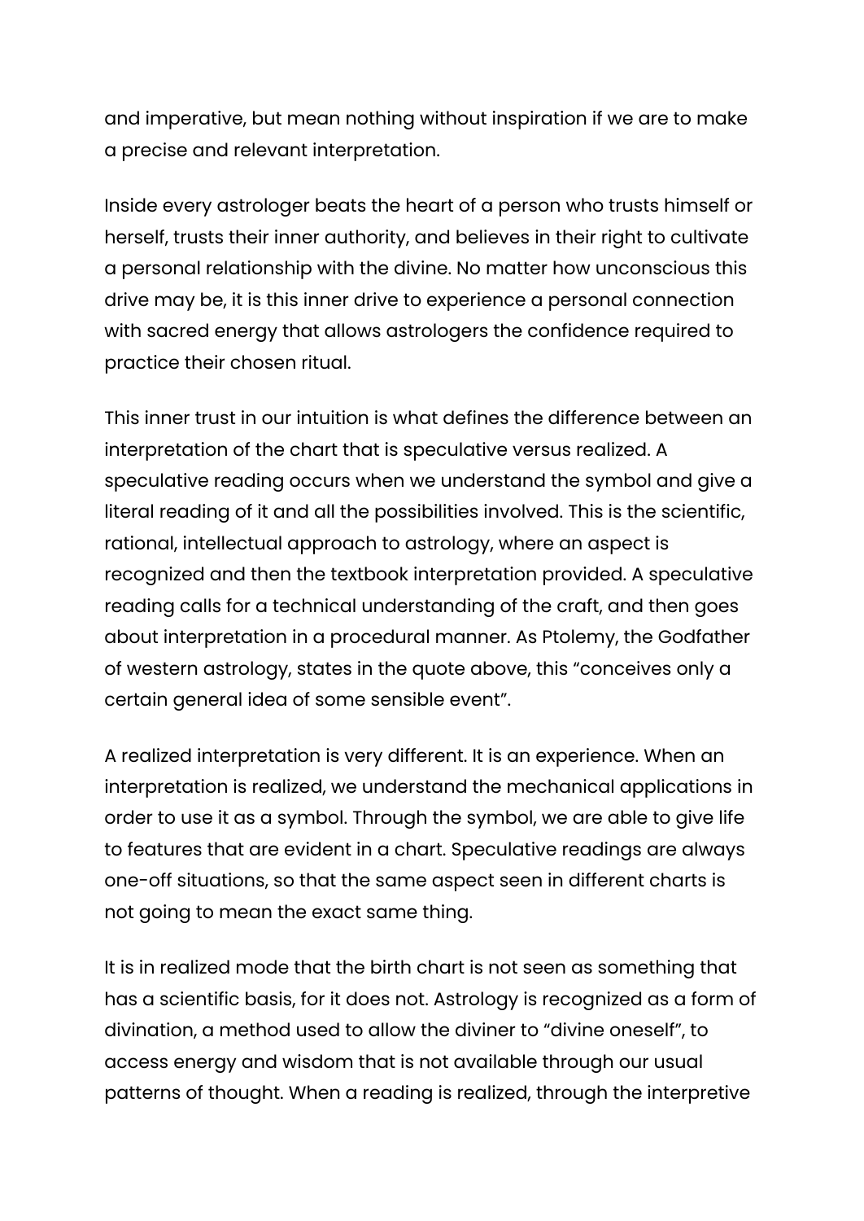and imperative, but mean nothing without inspiration if we are to make a precise and relevant interpretation.

Inside every astrologer beats the heart of a person who trusts himself or herself, trusts their inner authority, and believes in their right to cultivate a personal relationship with the divine. No matter how unconscious this drive may be, it is this inner drive to experience a personal connection with sacred energy that allows astrologers the confidence required to practice their chosen ritual.

This inner trust in our intuition is what defines the difference between an interpretation of the chart that is speculative versus realized. A speculative reading occurs when we understand the symbol and give a literal reading of it and all the possibilities involved. This is the scientific, rational, intellectual approach to astrology, where an aspect is recognized and then the textbook interpretation provided. A speculative reading calls for a technical understanding of the craft, and then goes about interpretation in a procedural manner. As Ptolemy, the Godfather of western astrology, states in the quote above, this "conceives only a certain general idea of some sensible event".

A realized interpretation is very different. It is an experience. When an interpretation is realized, we understand the mechanical applications in order to use it as a symbol. Through the symbol, we are able to give life to features that are evident in a chart. Speculative readings are always one-off situations, so that the same aspect seen in different charts is not going to mean the exact same thing.

It is in realized mode that the birth chart is not seen as something that has a scientific basis, for it does not. Astrology is recognized as a form of divination, a method used to allow the diviner to "divine oneself", to access energy and wisdom that is not available through our usual patterns of thought. When a reading is realized, through the interpretive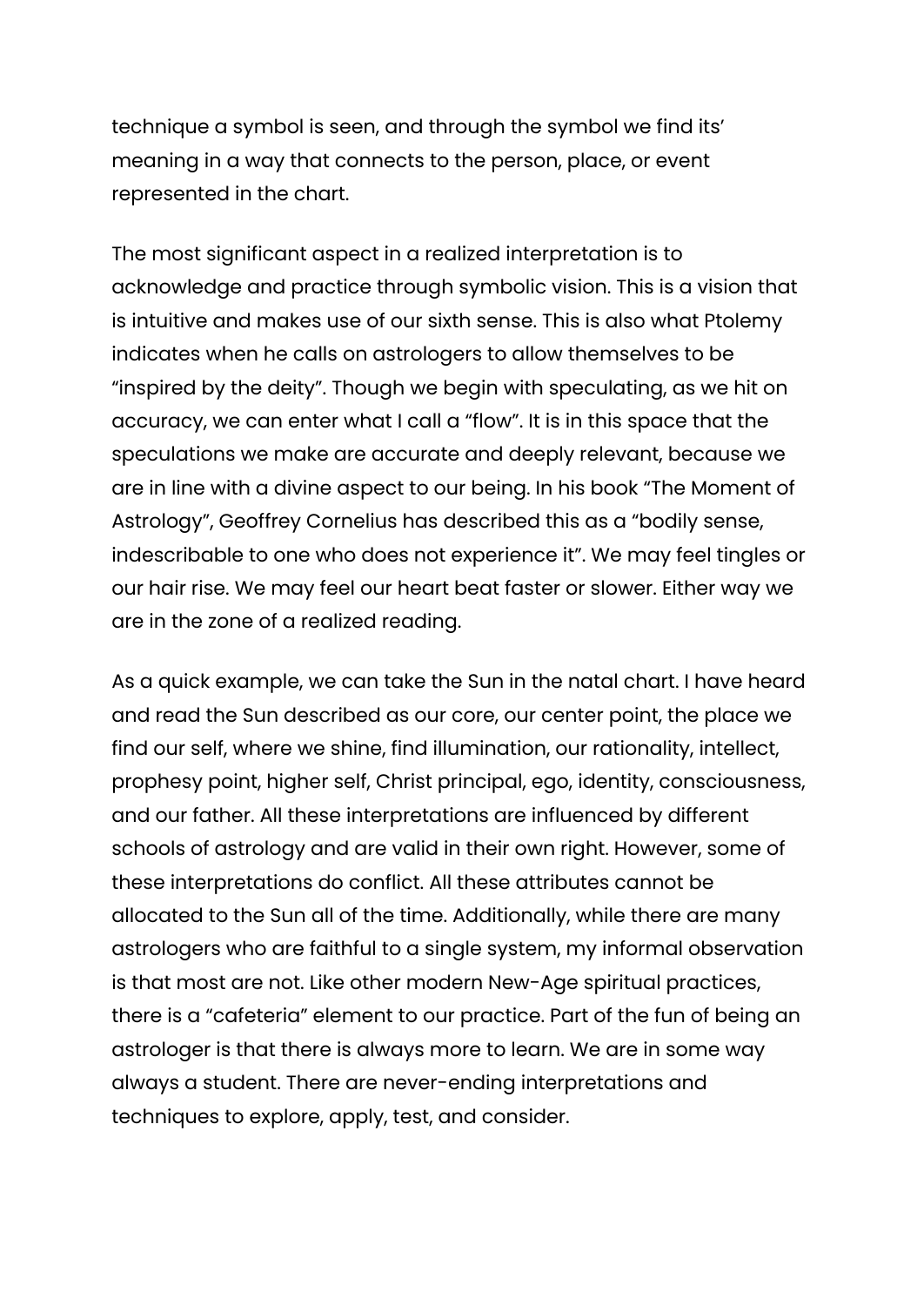technique a symbol is seen, and through the symbol we find its' meaning in a way that connects to the person, place, or event represented in the chart.

The most significant aspect in a realized interpretation is to acknowledge and practice through symbolic vision. This is a vision that is intuitive and makes use of our sixth sense. This is also what Ptolemy indicates when he calls on astrologers to allow themselves to be "inspired by the deity". Though we begin with speculating, as we hit on accuracy, we can enter what I call a "flow". It is in this space that the speculations we make are accurate and deeply relevant, because we are in line with a divine aspect to our being. In his book "The Moment of Astrology", Geoffrey Cornelius has described this as a "bodily sense, indescribable to one who does not experience it". We may feel tingles or our hair rise. We may feel our heart beat faster or slower. Either way we are in the zone of a realized reading.

As a quick example, we can take the Sun in the natal chart. I have heard and read the Sun described as our core, our center point, the place we find our self, where we shine, find illumination, our rationality, intellect, prophesy point, higher self, Christ principal, ego, identity, consciousness, and our father. All these interpretations are influenced by different schools of astrology and are valid in their own right. However, some of these interpretations do conflict. All these attributes cannot be allocated to the Sun all of the time. Additionally, while there are many astrologers who are faithful to a single system, my informal observation is that most are not. Like other modern New-Age spiritual practices, there is a "cafeteria" element to our practice. Part of the fun of being an astrologer is that there is always more to learn. We are in some way always a student. There are never-ending interpretations and techniques to explore, apply, test, and consider.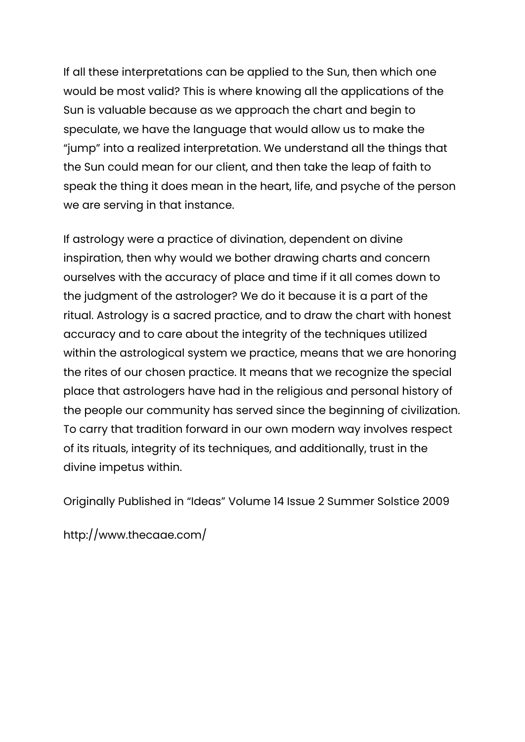If all these interpretations can be applied to the Sun, then which one would be most valid? This is where knowing all the applications of the Sun is valuable because as we approach the chart and begin to speculate, we have the language that would allow us to make the “jump” into a realized interpretation. We understand all the things that the Sun could mean for our client, and then take the leap of faith to speak the thing it does mean in the heart, life, and psyche of the person we are serving in that instance.

If astrology were a practice of divination, dependent on divine inspiration, then why would we bother drawing charts and concern ourselves with the accuracy of place and time if it all comes down to the judgment of the astrologer? We do it because it is a part of the ritual. Astrology is a sacred practice, and to draw the chart with honest accuracy and to care about the integrity of the techniques utilized within the astrological system we practice, means that we are honoring the rites of our chosen practice. It means that we recognize the special place that astrologers have had in the religious and personal history of the people our community has served since the beginning of civilization. To carry that tradition forward in our own modern way involves respect of its rituals, integrity of its techniques, and additionally, trust in the divine impetus within.

Originally Published in “Ideas” Volume 14 Issue 2 Summer Solstice 2009

http://www.thecaae.com/